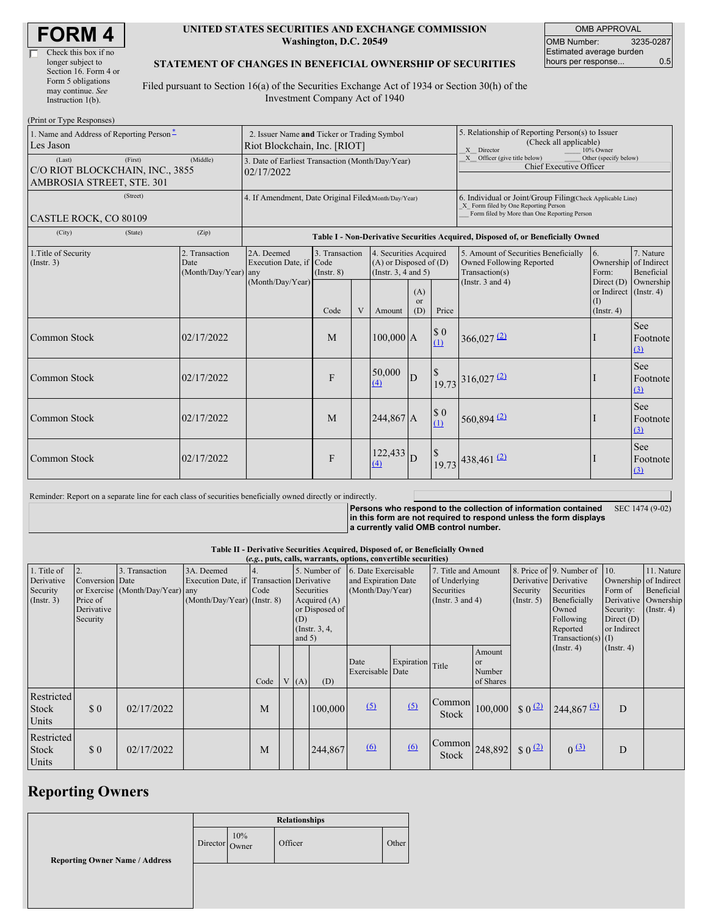# FORM 4

☐ Check this box if no longer subject to Section 16. Form 4 or Form 5 obligations may continue. *See* Instruction 1(b).

**UNITED STATES SECURITIES AND EXCHANGE COMMISSION**
**Washington, D.C. 20549**

**STATEMENT OF CHANGES IN BENEFICIAL OWNERSHIP OF SECURITIES**

Filed pursuant to Section 16(a) of the Securities Exchange Act of 1934 or Section 30(h) of the Investment Company Act of 1940

| OMB APPROVAL | |
|---|---|
| OMB Number: | 3235-0287 |
| Estimated average burden hours per response... | 0.5 |

(Print or Type Responses)

| | | |
|---|---|---|
| 1. Name and Address of Reporting Person * Les Jason | 2. Issuer Name **and** Ticker or Trading Symbol Riot Blockchain, Inc. [RIOT] | 5. Relationship of Reporting Person(s) to Issuer (Check all applicable) _X_ Director ___ 10% Owner _X_ Officer (give title below) ___ Other (specify below) Chief Executive Officer |
| (Last) (First) (Middle) C/O RIOT BLOCKCHAIN, INC., 3855 AMBROSIA STREET, STE. 301 | 3. Date of Earliest Transaction (Month/Day/Year) 02/17/2022 | |
| (Street) CASTLE ROCK, CO 80109 | 4. If Amendment, Date Original Filed (Month/Day/Year) | 6. Individual or Joint/Group Filing (Check Applicable Line) _X_ Form filed by One Reporting Person ___ Form filed by More than One Reporting Person |
| (City) (State) (Zip) | | |

**Table I - Non-Derivative Securities Acquired, Disposed of, or Beneficially Owned**

| 1.Title of Security (Instr. 3) | 2. Transaction Date (Month/Day/Year) | 2A. Deemed Execution Date, if any (Month/Day/Year) | 3. Transaction Code (Instr. 8) | | 4. Securities Acquired (A) or Disposed of (D) (Instr. 3, 4 and 5) | | | 5. Amount of Securities Beneficially Owned Following Reported Transaction(s) (Instr. 3 and 4) | 6. Ownership Form: Direct (D) or Indirect (I) (Instr. 4) | 7. Nature of Indirect Beneficial Ownership (Instr. 4) |
|---|---|---|---|---|---|---|---|---|---|---|
| | | | Code | V | Amount | (A) or (D) | Price | | | |
| Common Stock | 02/17/2022 | | M | | 100,000 | A | $ 0 (1) | 366,027 (2) | I | See Footnote (3) |
| Common Stock | 02/17/2022 | | F | | 50,000 (4) | D | $ 19.73 | 316,027 (2) | I | See Footnote (3) |
| Common Stock | 02/17/2022 | | M | | 244,867 | A | $ 0 (1) | 560,894 (2) | I | See Footnote (3) |
| Common Stock | 02/17/2022 | | F | | 122,433 (4) | D | $ 19.73 | 438,461 (2) | I | See Footnote (3) |

Reminder: Report on a separate line for each class of securities beneficially owned directly or indirectly.

**Persons who respond to the collection of information contained in this form are not required to respond unless the form displays a currently valid OMB control number.** SEC 1474 (9-02)

**Table II - Derivative Securities Acquired, Disposed of, or Beneficially Owned**
***(e.g., puts, calls, warrants, options, convertible securities)***

| 1. Title of Derivative Security (Instr. 3) | 2. Conversion or Exercise Price of Derivative Security | 3. Transaction Date (Month/Day/Year) | 3A. Deemed Execution Date, if any (Month/Day/Year) | 4. Transaction Code (Instr. 8) | | 5. Number of Derivative Securities Acquired (A) or Disposed of (D) (Instr. 3, 4, and 5) | | 6. Date Exercisable and Expiration Date (Month/Day/Year) | | 7. Title and Amount of Underlying Securities (Instr. 3 and 4) | | 8. Price of Derivative Security (Instr. 5) | 9. Number of Derivative Securities Beneficially Owned Following Reported Transaction(s) (Instr. 4) | 10. Ownership Form of Derivative Security: Direct (D) or Indirect (I) (Instr. 4) | 11. Nature of Indirect Beneficial Ownership (Instr. 4) |
|---|---|---|---|---|---|---|---|---|---|---|---|---|---|---|---|
| | | | | Code | V | (A) | (D) | Date Exercisable | Expiration Date | Title | Amount or Number of Shares | | | | |
| Restricted Stock Units | $ 0 | 02/17/2022 | | M | | | 100,000 | (5) | (5) | Common Stock | 100,000 | $ 0 (2) | 244,867 (3) | D | |
| Restricted Stock Units | $ 0 | 02/17/2022 | | M | | | 244,867 | (6) | (6) | Common Stock | 248,892 | $ 0 (2) | 0 (3) | D | |

## Reporting Owners

| Reporting Owner Name / Address | Relationships | | | |
|---|---|---|---|---|
| | Director | 10% Owner | Officer | Other |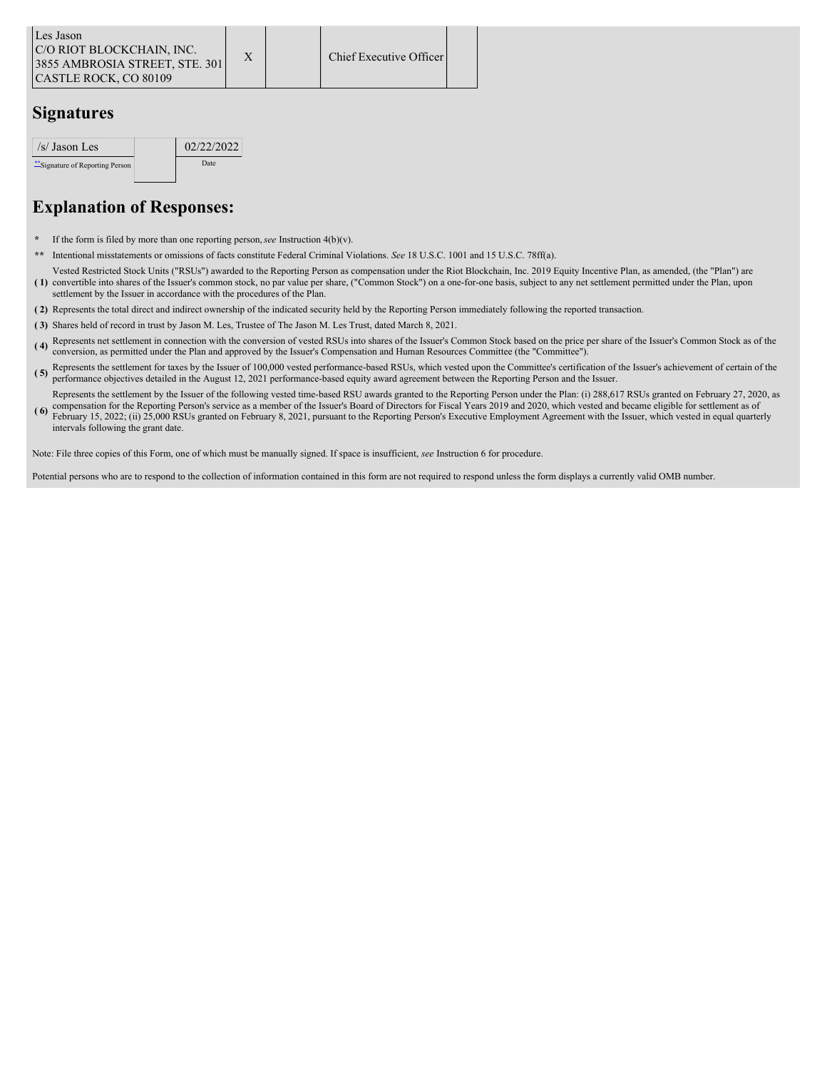| | | | | |
|---|---|---|---|---|
| Les Jason<br>C/O RIOT BLOCKCHAIN, INC.<br>3855 AMBROSIA STREET, STE. 301<br>CASTLE ROCK, CO 80109 | X | | Chief Executive Officer | |

## Signatures

| | | |
|---|---|---|
| /s/ Jason Les | | 02/22/2022 |
| **Signature of Reporting Person | | Date |

## Explanation of Responses:

- \* If the form is filed by more than one reporting person, *see* Instruction 4(b)(v).
- \*\* Intentional misstatements or omissions of facts constitute Federal Criminal Violations. *See* 18 U.S.C. 1001 and 15 U.S.C. 78ff(a).
- ( 1) Vested Restricted Stock Units ("RSUs") awarded to the Reporting Person as compensation under the Riot Blockchain, Inc. 2019 Equity Incentive Plan, as amended, (the "Plan") are convertible into shares of the Issuer's common stock, no par value per share, ("Common Stock") on a one-for-one basis, subject to any net settlement permitted under the Plan, upon settlement by the Issuer in accordance with the procedures of the Plan.
- ( 2) Represents the total direct and indirect ownership of the indicated security held by the Reporting Person immediately following the reported transaction.
- ( 3) Shares held of record in trust by Jason M. Les, Trustee of The Jason M. Les Trust, dated March 8, 2021.
- ( 4) Represents net settlement in connection with the conversion of vested RSUs into shares of the Issuer's Common Stock based on the price per share of the Issuer's Common Stock as of the conversion, as permitted under the Plan and approved by the Issuer's Compensation and Human Resources Committee (the "Committee").
- ( 5) Represents the settlement for taxes by the Issuer of 100,000 vested performance-based RSUs, which vested upon the Committee's certification of the Issuer's achievement of certain of the performance objectives detailed in the August 12, 2021 performance-based equity award agreement between the Reporting Person and the Issuer.
- ( 6) Represents the settlement by the Issuer of the following vested time-based RSU awards granted to the Reporting Person under the Plan: (i) 288,617 RSUs granted on February 27, 2020, as compensation for the Reporting Person's service as a member of the Issuer's Board of Directors for Fiscal Years 2019 and 2020, which vested and became eligible for settlement as of February 15, 2022; (ii) 25,000 RSUs granted on February 8, 2021, pursuant to the Reporting Person's Executive Employment Agreement with the Issuer, which vested in equal quarterly intervals following the grant date.

Note: File three copies of this Form, one of which must be manually signed. If space is insufficient, *see* Instruction 6 for procedure.

Potential persons who are to respond to the collection of information contained in this form are not required to respond unless the form displays a currently valid OMB number.